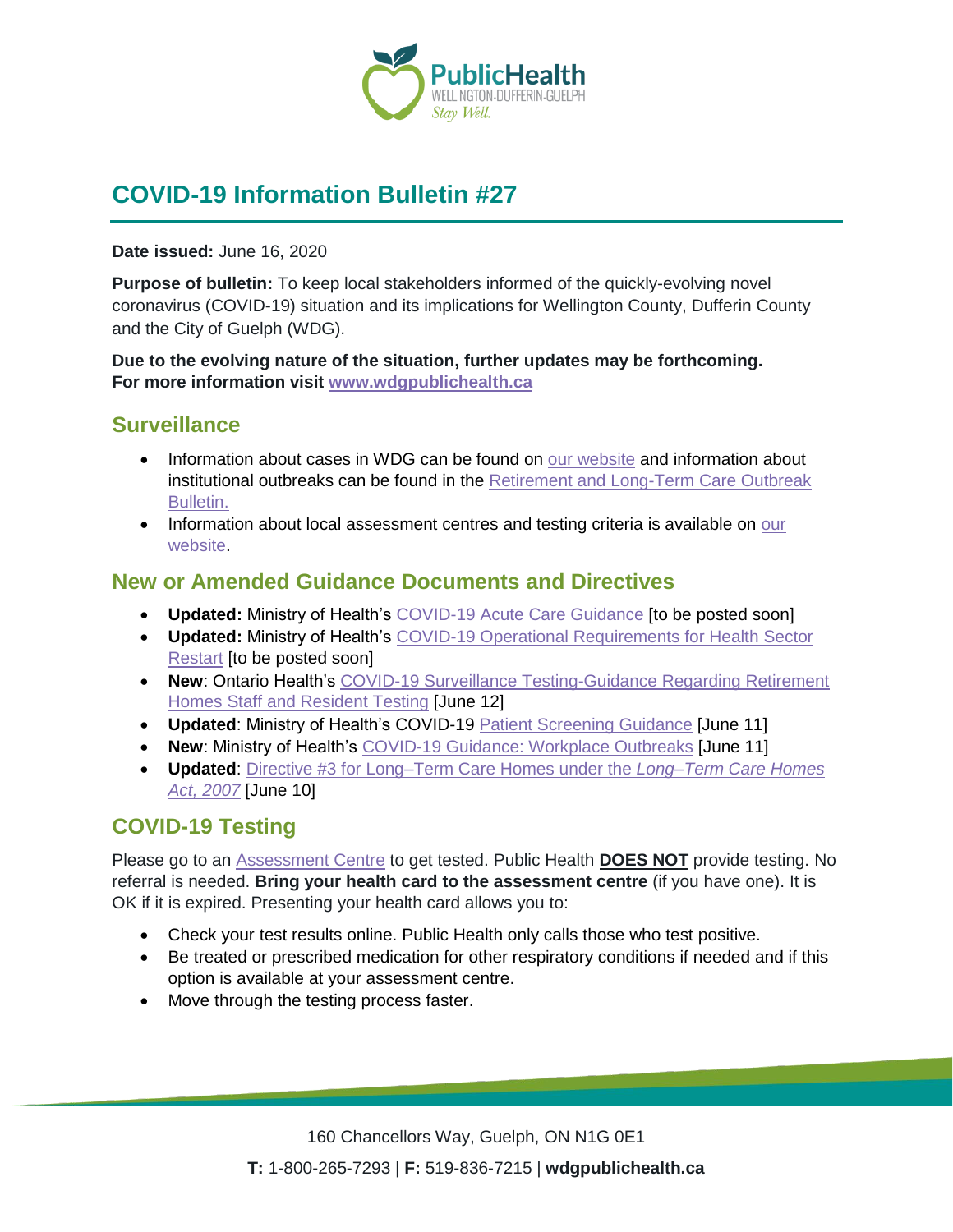# COVID-19 Information Bulletin #27

**Date issued:** June 16, 2020

**Purpose of bulletin:** To keep local stakeholders informed of the quickly-evolving novel coronavirus (COVID-19) situation and its implications for Wellington County, Dufferin County and the City of Guelph (WDG).

**Due to the evolving nature of the situation, further updates may be forthcoming. For more information visit www.wdgpublichealth.ca**

## Surveillance

- Information about cases in WDG can be found on our website and information about institutional outbreaks can be found in the Retirement and Long-Term Care Outbreak Bulletin.
- Information about local assessment centres and testing criteria is available on our website.

## New or Amended Guidance Documents and Directives

- **Updated:** Ministry of Health's COVID-19 Acute Care Guidance [to be posted soon]
- **Updated:** Ministry of Health's COVID-19 Operational Requirements for Health Sector Restart [to be posted soon]
- **New**: Ontario Health's COVID-19 Surveillance Testing-Guidance Regarding Retirement Homes Staff and Resident Testing [June 12]
- **Updated**: Ministry of Health's COVID-19 Patient Screening Guidance [June 11]
- **New**: Ministry of Health's COVID-19 Guidance: Workplace Outbreaks [June 11]
- **Updated**: Directive #3 for Long–Term Care Homes under the *Long–Term Care Homes Act, 2007* [June 10]

## COVID-19 Testing

Please go to an Assessment Centre to get tested. Public Health **DOES NOT** provide testing. No referral is needed. **Bring your health card to the assessment centre** (if you have one). It is OK if it is expired. Presenting your health card allows you to:

- Check your test results online. Public Health only calls those who test positive.
- Be treated or prescribed medication for other respiratory conditions if needed and if this option is available at your assessment centre.
- Move through the testing process faster.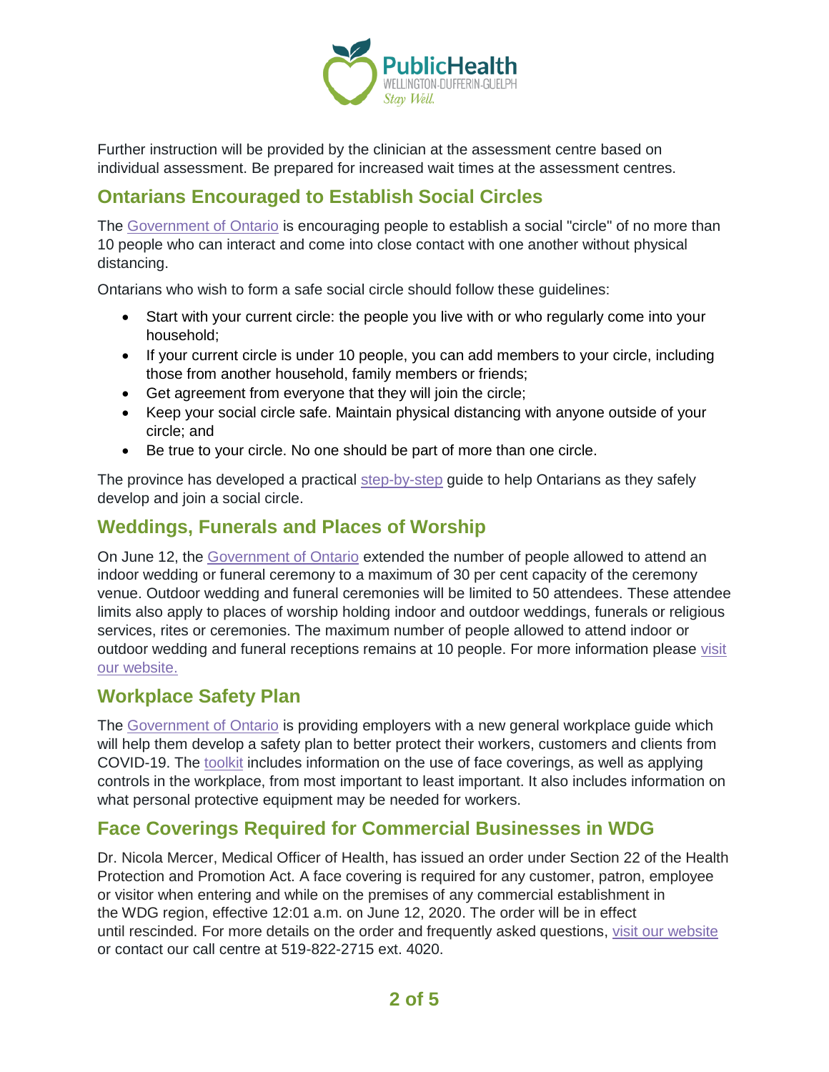Further instruction will be provided by the clinician at the assessment centre based on individual assessment. Be prepared for increased wait times at the assessment centres.

## Ontarians Encouraged to Establish Social Circles

The Government of Ontario is encouraging people to establish a social "circle" of no more than 10 people who can interact and come into close contact with one another without physical distancing.

Ontarians who wish to form a safe social circle should follow these guidelines:

- Start with your current circle: the people you live with or who regularly come into your household;
- If your current circle is under 10 people, you can add members to your circle, including those from another household, family members or friends;
- Get agreement from everyone that they will join the circle;
- Keep your social circle safe. Maintain physical distancing with anyone outside of your circle; and
- Be true to your circle. No one should be part of more than one circle.

The province has developed a practical step-by-step guide to help Ontarians as they safely develop and join a social circle.

## Weddings, Funerals and Places of Worship

On June 12, the Government of Ontario extended the number of people allowed to attend an indoor wedding or funeral ceremony to a maximum of 30 per cent capacity of the ceremony venue. Outdoor wedding and funeral ceremonies will be limited to 50 attendees. These attendee limits also apply to places of worship holding indoor and outdoor weddings, funerals or religious services, rites or ceremonies. The maximum number of people allowed to attend indoor or outdoor wedding and funeral receptions remains at 10 people. For more information please visit our website.

## Workplace Safety Plan

The Government of Ontario is providing employers with a new general workplace guide which will help them develop a safety plan to better protect their workers, customers and clients from COVID-19. The toolkit includes information on the use of face coverings, as well as applying controls in the workplace, from most important to least important. It also includes information on what personal protective equipment may be needed for workers.

## Face Coverings Required for Commercial Businesses in WDG

Dr. Nicola Mercer, Medical Officer of Health, has issued an order under Section 22 of the Health Protection and Promotion Act. A face covering is required for any customer, patron, employee or visitor when entering and while on the premises of any commercial establishment in the WDG region, effective 12:01 a.m. on June 12, 2020. The order will be in effect until rescinded. For more details on the order and frequently asked questions, visit our website or contact our call centre at 519-822-2715 ext. 4020.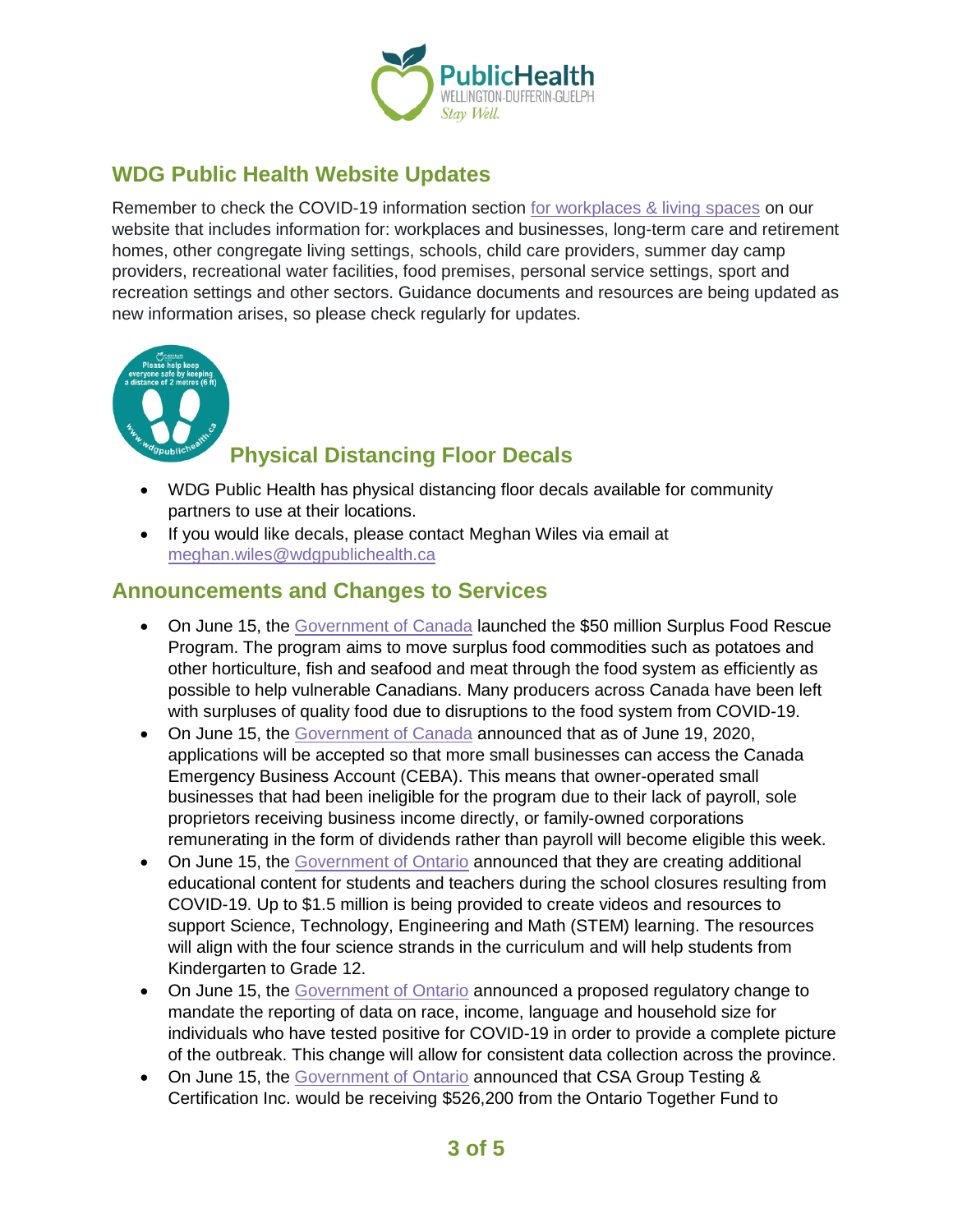## WDG Public Health Website Updates

Remember to check the COVID-19 information section for workplaces & living spaces on our website that includes information for: workplaces and businesses, long-term care and retirement homes, other congregate living settings, schools, child care providers, summer day camp providers, recreational water facilities, food premises, personal service settings, sport and recreation settings and other sectors. Guidance documents and resources are being updated as new information arises, so please check regularly for updates.

## Physical Distancing Floor Decals

- WDG Public Health has physical distancing floor decals available for community partners to use at their locations.
- If you would like decals, please contact Meghan Wiles via email at meghan.wiles@wdgpublichealth.ca

## Announcements and Changes to Services

- On June 15, the Government of Canada launched the $50 million Surplus Food Rescue Program. The program aims to move surplus food commodities such as potatoes and other horticulture, fish and seafood and meat through the food system as efficiently as possible to help vulnerable Canadians. Many producers across Canada have been left with surpluses of quality food due to disruptions to the food system from COVID-19.
- On June 15, the Government of Canada announced that as of June 19, 2020, applications will be accepted so that more small businesses can access the Canada Emergency Business Account (CEBA). This means that owner-operated small businesses that had been ineligible for the program due to their lack of payroll, sole proprietors receiving business income directly, or family-owned corporations remunerating in the form of dividends rather than payroll will become eligible this week.
- On June 15, the Government of Ontario announced that they are creating additional educational content for students and teachers during the school closures resulting from COVID-19. Up to $1.5 million is being provided to create videos and resources to support Science, Technology, Engineering and Math (STEM) learning. The resources will align with the four science strands in the curriculum and will help students from Kindergarten to Grade 12.
- On June 15, the Government of Ontario announced a proposed regulatory change to mandate the reporting of data on race, income, language and household size for individuals who have tested positive for COVID-19 in order to provide a complete picture of the outbreak. This change will allow for consistent data collection across the province.
- On June 15, the Government of Ontario announced that CSA Group Testing & Certification Inc. would be receiving $526,200 from the Ontario Together Fund to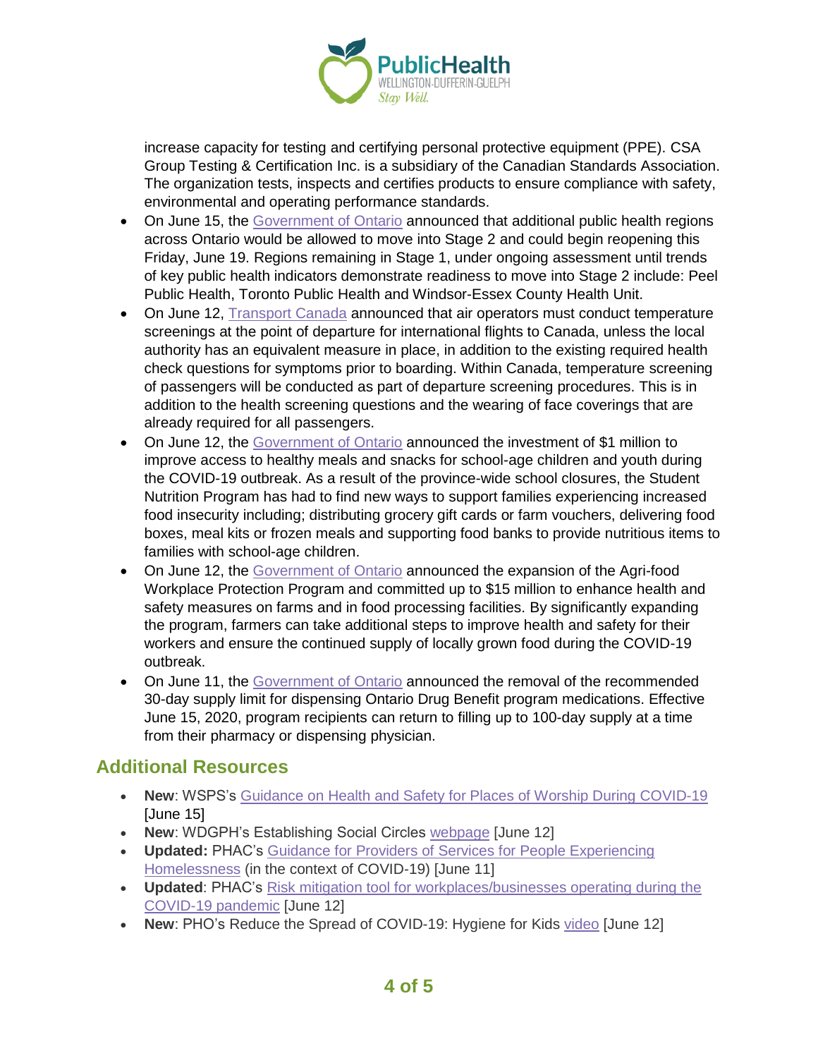increase capacity for testing and certifying personal protective equipment (PPE). CSA Group Testing & Certification Inc. is a subsidiary of the Canadian Standards Association. The organization tests, inspects and certifies products to ensure compliance with safety, environmental and operating performance standards.

- On June 15, the [Government of Ontario]() announced that additional public health regions across Ontario would be allowed to move into Stage 2 and could begin reopening this Friday, June 19. Regions remaining in Stage 1, under ongoing assessment until trends of key public health indicators demonstrate readiness to move into Stage 2 include: Peel Public Health, Toronto Public Health and Windsor-Essex County Health Unit.
- On June 12, [Transport Canada]() announced that air operators must conduct temperature screenings at the point of departure for international flights to Canada, unless the local authority has an equivalent measure in place, in addition to the existing required health check questions for symptoms prior to boarding. Within Canada, temperature screening of passengers will be conducted as part of departure screening procedures. This is in addition to the health screening questions and the wearing of face coverings that are already required for all passengers.
- On June 12, the [Government of Ontario]() announced the investment of $1 million to improve access to healthy meals and snacks for school-age children and youth during the COVID-19 outbreak. As a result of the province-wide school closures, the Student Nutrition Program has had to find new ways to support families experiencing increased food insecurity including; distributing grocery gift cards or farm vouchers, delivering food boxes, meal kits or frozen meals and supporting food banks to provide nutritious items to families with school-age children.
- On June 12, the [Government of Ontario]() announced the expansion of the Agri-food Workplace Protection Program and committed up to $15 million to enhance health and safety measures on farms and in food processing facilities. By significantly expanding the program, farmers can take additional steps to improve health and safety for their workers and ensure the continued supply of locally grown food during the COVID-19 outbreak.
- On June 11, the [Government of Ontario]() announced the removal of the recommended 30-day supply limit for dispensing Ontario Drug Benefit program medications. Effective June 15, 2020, program recipients can return to filling up to 100-day supply at a time from their pharmacy or dispensing physician.

## Additional Resources

- **New**: WSPS's [Guidance on Health and Safety for Places of Worship During COVID-19]() [June 15]
- **New**: WDGPH's Establishing Social Circles [webpage]() [June 12]
- **Updated:** PHAC's [Guidance for Providers of Services for People Experiencing Homelessness]() (in the context of COVID-19) [June 11]
- **Updated**: PHAC's [Risk mitigation tool for workplaces/businesses operating during the COVID-19 pandemic]() [June 12]
- **New**: PHO's Reduce the Spread of COVID-19: Hygiene for Kids [video]() [June 12]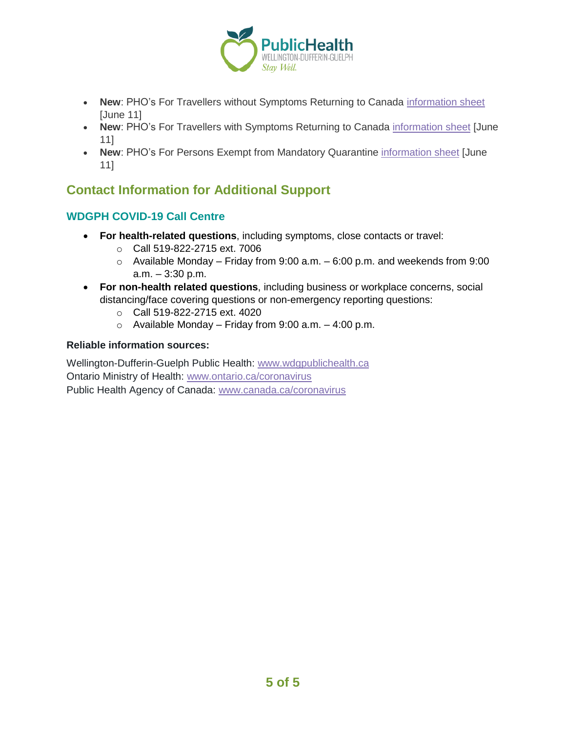- **New**: PHO's For Travellers without Symptoms Returning to Canada information sheet [June 11]
- **New**: PHO's For Travellers with Symptoms Returning to Canada information sheet [June 11]
- **New**: PHO's For Persons Exempt from Mandatory Quarantine information sheet [June 11]

## Contact Information for Additional Support

### WDGPH COVID-19 Call Centre

- **For health-related questions**, including symptoms, close contacts or travel:
  - Call 519-822-2715 ext. 7006
  - Available Monday – Friday from 9:00 a.m. – 6:00 p.m. and weekends from 9:00 a.m. – 3:30 p.m.
- **For non-health related questions**, including business or workplace concerns, social distancing/face covering questions or non-emergency reporting questions:
  - Call 519-822-2715 ext. 4020
  - Available Monday – Friday from 9:00 a.m. – 4:00 p.m.

**Reliable information sources:**

Wellington-Dufferin-Guelph Public Health: www.wdgpublichealth.ca
Ontario Ministry of Health: www.ontario.ca/coronavirus
Public Health Agency of Canada: www.canada.ca/coronavirus